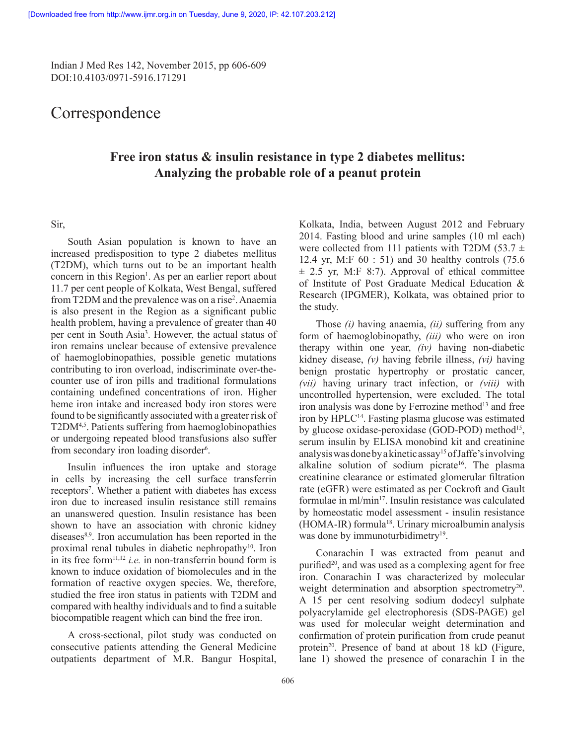Correspondence

# Free iron status & insulin resistance in type 2 diabetes mellitus: Analyzing the probable role of a peanut protein

Sir,

South Asian population is known to have an increased predisposition to type 2 diabetes mellitus (T2DM), which turns out to be an important health concern in this Region[1]. As per an earlier report about 11.7 per cent people of Kolkata, West Bengal, suffered from T2DM and the prevalence was on a rise[2]. Anaemia is also present in the Region as a significant public health problem, having a prevalence of greater than 40 per cent in South Asia[3]. However, the actual status of iron remains unclear because of extensive prevalence of haemoglobinopathies, possible genetic mutations contributing to iron overload, indiscriminate over-the-counter use of iron pills and traditional formulations containing undefined concentrations of iron. Higher heme iron intake and increased body iron stores were found to be significantly associated with a greater risk of T2DM[4,5]. Patients suffering from haemoglobinopathies or undergoing repeated blood transfusions also suffer from secondary iron loading disorder[6].

Insulin influences the iron uptake and storage in cells by increasing the cell surface transferrin receptors[7]. Whether a patient with diabetes has excess iron due to increased insulin resistance still remains an unanswered question. Insulin resistance has been shown to have an association with chronic kidney diseases[8,9]. Iron accumulation has been reported in the proximal renal tubules in diabetic nephropathy[10]. Iron in its free form[11,12] *i.e.* in non-transferrin bound form is known to induce oxidation of biomolecules and in the formation of reactive oxygen species. We, therefore, studied the free iron status in patients with T2DM and compared with healthy individuals and to find a suitable biocompatible reagent which can bind the free iron.

A cross-sectional, pilot study was conducted on consecutive patients attending the General Medicine outpatients department of M.R. Bangur Hospital, Kolkata, India, between August 2012 and February 2014. Fasting blood and urine samples (10 ml each) were collected from 111 patients with T2DM (53.7 ± 12.4 yr, M:F 60 : 51) and 30 healthy controls (75.6 ± 2.5 yr, M:F 8:7). Approval of ethical committee of Institute of Post Graduate Medical Education & Research (IPGMER), Kolkata, was obtained prior to the study.

Those *(i)* having anaemia, *(ii)* suffering from any form of haemoglobinopathy, *(iii)* who were on iron therapy within one year, *(iv)* having non-diabetic kidney disease, *(v)* having febrile illness, *(vi)* having benign prostatic hypertrophy or prostatic cancer, *(vii)* having urinary tract infection, or *(viii)* with uncontrolled hypertension, were excluded. The total iron analysis was done by Ferrozine method[13] and free iron by HPLC[14]. Fasting plasma glucose was estimated by glucose oxidase-peroxidase (GOD-POD) method[15], serum insulin by ELISA monobind kit and creatinine analysis was done by a kinetic assay[15] of Jaffe's involving alkaline solution of sodium picrate[16]. The plasma creatinine clearance or estimated glomerular filtration rate (eGFR) were estimated as per Cockroft and Gault formulae in ml/min[17]. Insulin resistance was calculated by homeostatic model assessment - insulin resistance (HOMA-IR) formula[18]. Urinary microalbumin analysis was done by immunoturbidimetry[19].

Conarachin I was extracted from peanut and purified[20], and was used as a complexing agent for free iron. Conarachin I was characterized by molecular weight determination and absorption spectrometry[20]. A 15 per cent resolving sodium dodecyl sulphate polyacrylamide gel electrophoresis (SDS-PAGE) gel was used for molecular weight determination and confirmation of protein purification from crude peanut protein[20]. Presence of band at about 18 kD (Figure, lane 1) showed the presence of conarachin I in the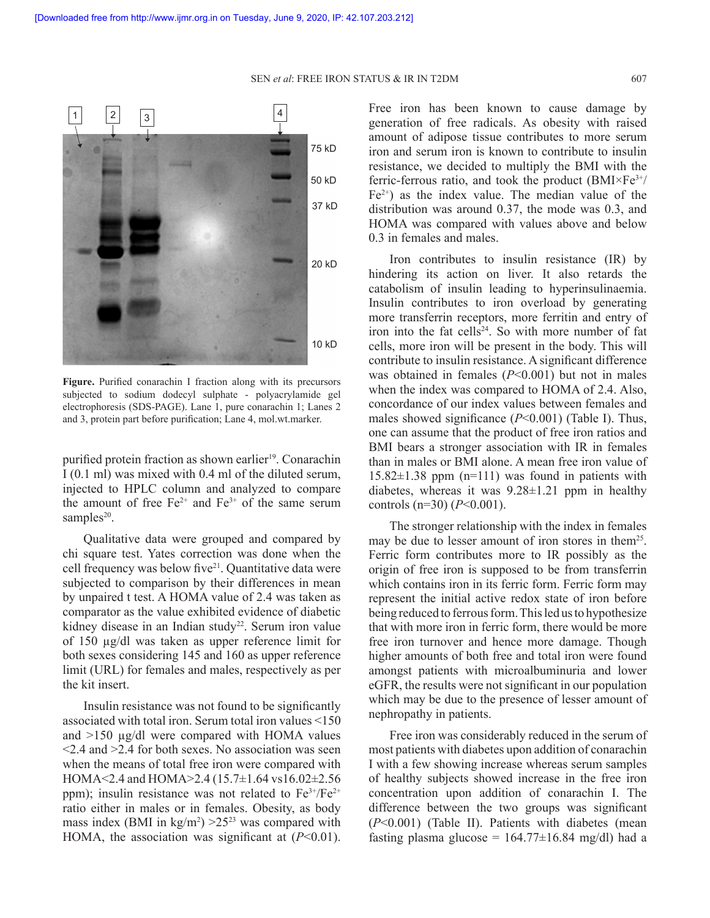**Figure.** Purified conarachin I fraction along with its precursors subjected to sodium dodecyl sulphate - polyacrylamide gel electrophoresis (SDS-PAGE). Lane 1, pure conarachin 1; Lanes 2 and 3, protein part before purification; Lane 4, mol.wt.marker.

purified protein fraction as shown earlier[19]. Conarachin I (0.1 ml) was mixed with 0.4 ml of the diluted serum, injected to HPLC column and analyzed to compare the amount of free $Fe^{2+}$ and $Fe^{3+}$ of the same serum samples[20].

Qualitative data were grouped and compared by chi square test. Yates correction was done when the cell frequency was below five[21]. Quantitative data were subjected to comparison by their differences in mean by unpaired t test. A HOMA value of 2.4 was taken as comparator as the value exhibited evidence of diabetic kidney disease in an Indian study[22]. Serum iron value of 150 µg/dl was taken as upper reference limit for both sexes considering 145 and 160 as upper reference limit (URL) for females and males, respectively as per the kit insert.

Insulin resistance was not found to be significantly associated with total iron. Serum total iron values <150 and >150 µg/dl were compared with HOMA values <2.4 and >2.4 for both sexes. No association was seen when the means of total free iron were compared with HOMA<2.4 and HOMA>2.4 (15.7±1.64 vs16.02±2.56 ppm); insulin resistance was not related to $Fe^{3+}/Fe^{2+}$ ratio either in males or in females. Obesity, as body mass index (BMI in kg/m$^2$) >25[23] was compared with HOMA, the association was significant at ($P$<0.01). Free iron has been known to cause damage by generation of free radicals. As obesity with raised amount of adipose tissue contributes to more serum iron and serum iron is known to contribute to insulin resistance, we decided to multiply the BMI with the ferric-ferrous ratio, and took the product (BMI×$Fe^{3+}/Fe^{2+}$) as the index value. The median value of the distribution was around 0.37, the mode was 0.3, and HOMA was compared with values above and below 0.3 in females and males.

Iron contributes to insulin resistance (IR) by hindering its action on liver. It also retards the catabolism of insulin leading to hyperinsulinaemia. Insulin contributes to iron overload by generating more transferrin receptors, more ferritin and entry of iron into the fat cells[24]. So with more number of fat cells, more iron will be present in the body. This will contribute to insulin resistance. A significant difference was obtained in females ($P$<0.001) but not in males when the index was compared to HOMA of 2.4. Also, concordance of our index values between females and males showed significance ($P$<0.001) (Table I). Thus, one can assume that the product of free iron ratios and BMI bears a stronger association with IR in females than in males or BMI alone. A mean free iron value of 15.82±1.38 ppm (n=111) was found in patients with diabetes, whereas it was 9.28±1.21 ppm in healthy controls (n=30) ($P$<0.001).

The stronger relationship with the index in females may be due to lesser amount of iron stores in them[25]. Ferric form contributes more to IR possibly as the origin of free iron is supposed to be from transferrin which contains iron in its ferric form. Ferric form may represent the initial active redox state of iron before being reduced to ferrous form. This led us to hypothesize that with more iron in ferric form, there would be more free iron turnover and hence more damage. Though higher amounts of both free and total iron were found amongst patients with microalbuminuria and lower eGFR, the results were not significant in our population which may be due to the presence of lesser amount of nephropathy in patients.

Free iron was considerably reduced in the serum of most patients with diabetes upon addition of conarachin I with a few showing increase whereas serum samples of healthy subjects showed increase in the free iron concentration upon addition of conarachin I. The difference between the two groups was significant ($P$<0.001) (Table II). Patients with diabetes (mean fasting plasma glucose = 164.77±16.84 mg/dl) had a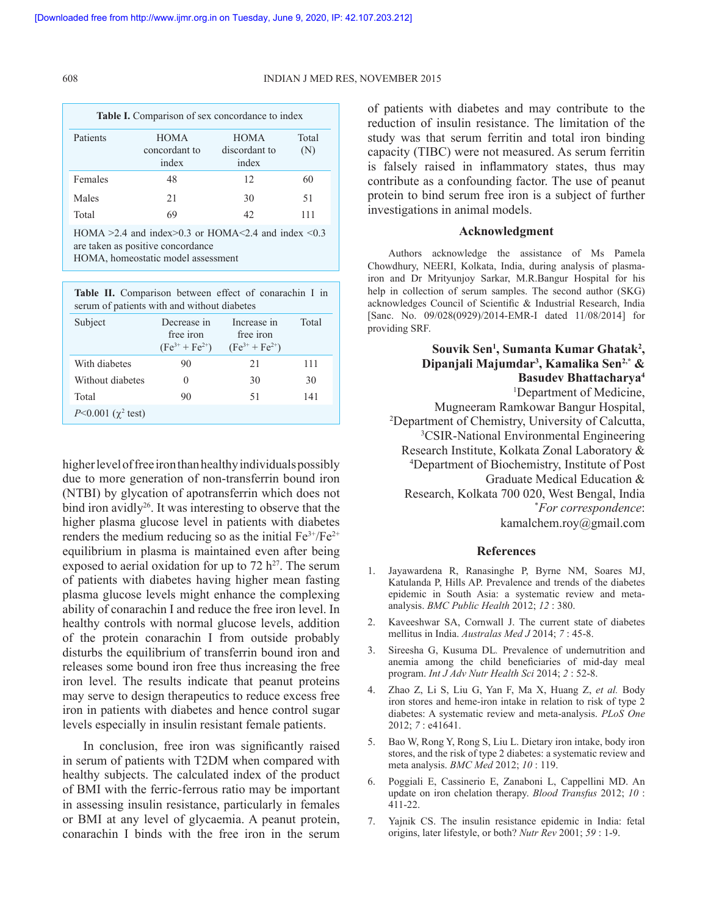**Table I.** Comparison of sex concordance to index

| Patients | HOMA concordant to index | HOMA discordant to index | Total (N) |
|---|---|---|---|
| Females | 48 | 12 | 60 |
| Males | 21 | 30 | 51 |
| Total | 69 | 42 | 111 |

HOMA >2.4 and index>0.3 or HOMA<2.4 and index <0.3 are taken as positive concordance
HOMA, homeostatic model assessment

**Table II.** Comparison between effect of conarachin I in serum of patients with and without diabetes

| Subject | Decrease in free iron ($Fe^{3+}$ + $Fe^{2+}$) | Increase in free iron ($Fe^{3+}$ + $Fe^{2+}$) | Total |
|---|---|---|---|
| With diabetes | 90 | 21 | 111 |
| Without diabetes | 0 | 30 | 30 |
| Total | 90 | 51 | 141 |

*P*<0.001 ($\chi^2$ test)

higher level of free iron than healthy individuals possibly due to more generation of non-transferrin bound iron (NTBI) by glycation of apotransferrin which does not bind iron avidly[26]. It was interesting to observe that the higher plasma glucose level in patients with diabetes renders the medium reducing so as the initial $Fe^{3+}/Fe^{2+}$ equilibrium in plasma is maintained even after being exposed to aerial oxidation for up to 72 h[27]. The serum of patients with diabetes having higher mean fasting plasma glucose levels might enhance the complexing ability of conarachin I and reduce the free iron level. In healthy controls with normal glucose levels, addition of the protein conarachin I from outside probably disturbs the equilibrium of transferrin bound iron and releases some bound iron free thus increasing the free iron level. The results indicate that peanut proteins may serve to design therapeutics to reduce excess free iron in patients with diabetes and hence control sugar levels especially in insulin resistant female patients.

In conclusion, free iron was significantly raised in serum of patients with T2DM when compared with healthy subjects. The calculated index of the product of BMI with the ferric-ferrous ratio may be important in assessing insulin resistance, particularly in females or BMI at any level of glycaemia. A peanut protein, conarachin I binds with the free iron in the serum of patients with diabetes and may contribute to the reduction of insulin resistance. The limitation of the study was that serum ferritin and total iron binding capacity (TIBC) were not measured. As serum ferritin is falsely raised in inflammatory states, thus may contribute as a confounding factor. The use of peanut protein to bind serum free iron is a subject of further investigations in animal models.

## Acknowledgment

Authors acknowledge the assistance of Ms Pamela Chowdhury, NEERI, Kolkata, India, during analysis of plasma-iron and Dr Mrityunjoy Sarkar, M.R.Bangur Hospital for his help in collection of serum samples. The second author (SKG) acknowledges Council of Scientific & Industrial Research, India [Sanc. No. 09/028(0929)/2014-EMR-I dated 11/08/2014] for providing SRF.

**Souvik Sen[1], Sumanta Kumar Ghatak[2], Dipanjali Majumdar[3], Kamalika Sen[2,*] & Basudev Bhattacharya[4]**
[1]Department of Medicine, Mugneeram Ramkowar Bangur Hospital,
[2]Department of Chemistry, University of Calcutta,
[3]CSIR-National Environmental Engineering Research Institute, Kolkata Zonal Laboratory &
[4]Department of Biochemistry, Institute of Post Graduate Medical Education & Research, Kolkata 700 020, West Bengal, India
[*]*For correspondence*: kamalchem.roy@gmail.com

## References

1. Jayawardena R, Ranasinghe P, Byrne NM, Soares MJ, Katulanda P, Hills AP. Prevalence and trends of the diabetes epidemic in South Asia: a systematic review and meta-analysis. *BMC Public Health* 2012; *12* : 380.
2. Kaveeshwar SA, Cornwall J. The current state of diabetes mellitus in India. *Australas Med J* 2014; *7* : 45-8.
3. Sireesha G, Kusuma DL. Prevalence of undernutrition and anemia among the child beneficiaries of mid-day meal program. *Int J Adv Nutr Health Sci* 2014; *2* : 52-8.
4. Zhao Z, Li S, Liu G, Yan F, Ma X, Huang Z, *et al.* Body iron stores and heme-iron intake in relation to risk of type 2 diabetes: A systematic review and meta-analysis. *PLoS One* 2012; *7* : e41641.
5. Bao W, Rong Y, Rong S, Liu L. Dietary iron intake, body iron stores, and the risk of type 2 diabetes: a systematic review and meta analysis. *BMC Med* 2012; *10* : 119.
6. Poggiali E, Cassinerio E, Zanaboni L, Cappellini MD. An update on iron chelation therapy. *Blood Transfus* 2012; *10* : 411-22.
7. Yajnik CS. The insulin resistance epidemic in India: fetal origins, later lifestyle, or both? *Nutr Rev* 2001; *59* : 1-9.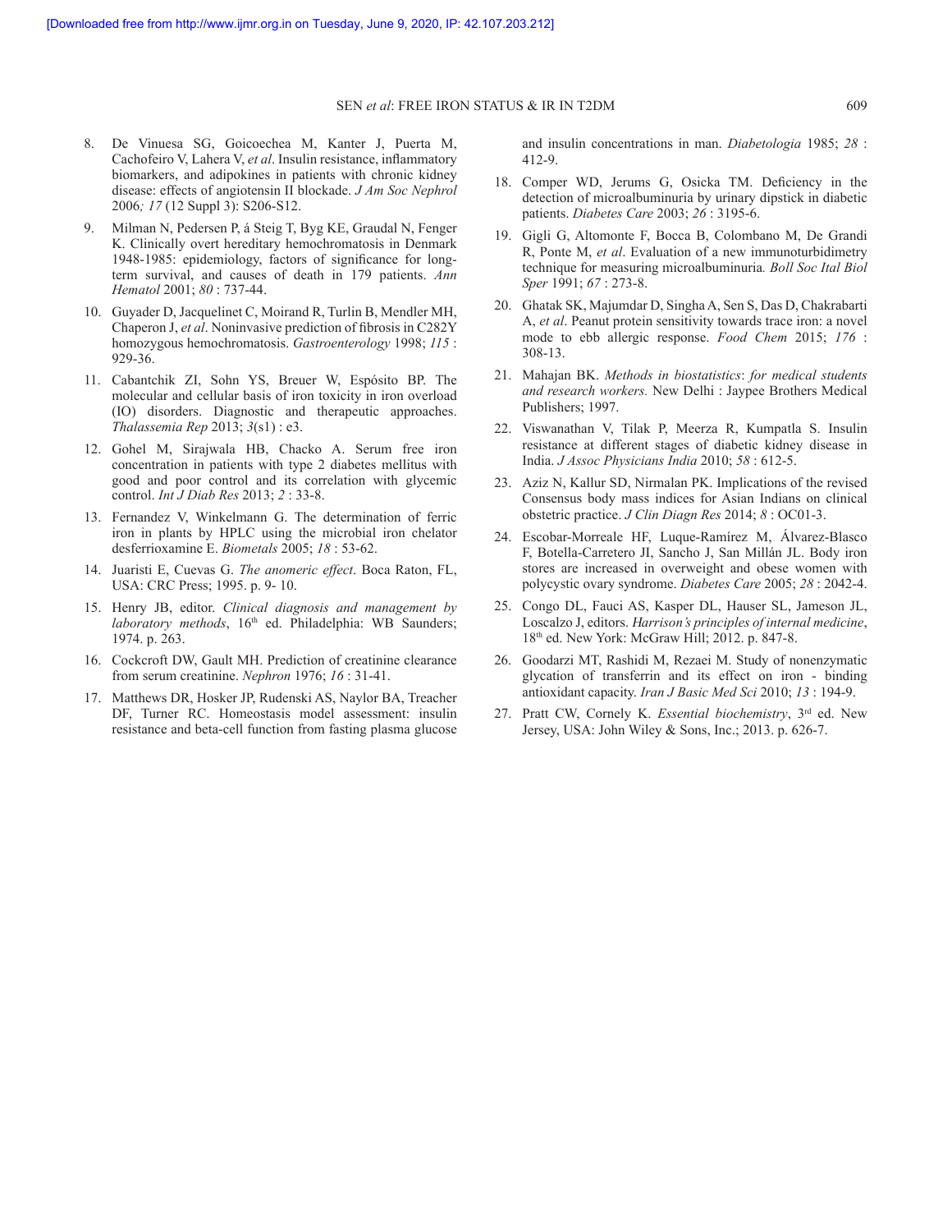8. De Vinuesa SG, Goicoechea M, Kanter J, Puerta M, Cachofeiro V, Lahera V, *et al*. Insulin resistance, inflammatory biomarkers, and adipokines in patients with chronic kidney disease: effects of angiotensin II blockade. *J Am Soc Nephrol* 2006*; 17* (12 Suppl 3): S206-S12.

9. Milman N, Pedersen P, á Steig T, Byg KE, Graudal N, Fenger K. Clinically overt hereditary hemochromatosis in Denmark 1948-1985: epidemiology, factors of significance for long-term survival, and causes of death in 179 patients. *Ann Hematol* 2001; *80* : 737-44.

10. Guyader D, Jacquelinet C, Moirand R, Turlin B, Mendler MH, Chaperon J, *et al*. Noninvasive prediction of fibrosis in C282Y homozygous hemochromatosis. *Gastroenterology* 1998; *115* : 929-36.

11. Cabantchik ZI, Sohn YS, Breuer W, Espósito BP. The molecular and cellular basis of iron toxicity in iron overload (IO) disorders. Diagnostic and therapeutic approaches. *Thalassemia Rep* 2013; *3*(s1) : e3.

12. Gohel M, Sirajwala HB, Chacko A. Serum free iron concentration in patients with type 2 diabetes mellitus with good and poor control and its correlation with glycemic control. *Int J Diab Res* 2013; *2* : 33-8.

13. Fernandez V, Winkelmann G. The determination of ferric iron in plants by HPLC using the microbial iron chelator desferrioxamine E. *Biometals* 2005; *18* : 53-62.

14. Juaristi E, Cuevas G. *The anomeric effect*. Boca Raton, FL, USA: CRC Press; 1995. p. 9- 10.

15. Henry JB, editor. *Clinical diagnosis and management by laboratory methods*, 16th ed. Philadelphia: WB Saunders; 1974. p. 263.

16. Cockcroft DW, Gault MH. Prediction of creatinine clearance from serum creatinine. *Nephron* 1976; *16* : 31-41.

17. Matthews DR, Hosker JP, Rudenski AS, Naylor BA, Treacher DF, Turner RC. Homeostasis model assessment: insulin resistance and beta-cell function from fasting plasma glucose and insulin concentrations in man. *Diabetologia* 1985; *28* : 412-9.

18. Comper WD, Jerums G, Osicka TM. Deficiency in the detection of microalbuminuria by urinary dipstick in diabetic patients. *Diabetes Care* 2003; *26* : 3195-6.

19. Gigli G, Altomonte F, Bocca B, Colombano M, De Grandi R, Ponte M, *et al*. Evaluation of a new immunoturbidimetry technique for measuring microalbuminuria*. Boll Soc Ital Biol Sper* 1991; *67* : 273-8.

20. Ghatak SK, Majumdar D, Singha A, Sen S, Das D, Chakrabarti A, *et al*. Peanut protein sensitivity towards trace iron: a novel mode to ebb allergic response. *Food Chem* 2015; *176* : 308-13.

21. Mahajan BK. *Methods in biostatistics*: *for medical students and research workers.* New Delhi : Jaypee Brothers Medical Publishers; 1997.

22. Viswanathan V, Tilak P, Meerza R, Kumpatla S. Insulin resistance at different stages of diabetic kidney disease in India. *J Assoc Physicians India* 2010; *58* : 612-5.

23. Aziz N, Kallur SD, Nirmalan PK. Implications of the revised Consensus body mass indices for Asian Indians on clinical obstetric practice. *J Clin Diagn Res* 2014; *8* : OC01-3.

24. Escobar-Morreale HF, Luque-Ramírez M, Álvarez-Blasco F, Botella-Carretero JI, Sancho J, San Millán JL. Body iron stores are increased in overweight and obese women with polycystic ovary syndrome. *Diabetes Care* 2005; *28* : 2042-4.

25. Congo DL, Fauci AS, Kasper DL, Hauser SL, Jameson JL, Loscalzo J, editors. *Harrison's principles of internal medicine*, 18th ed. New York: McGraw Hill; 2012. p. 847-8.

26. Goodarzi MT, Rashidi M, Rezaei M. Study of nonenzymatic glycation of transferrin and its effect on iron - binding antioxidant capacity. *Iran J Basic Med Sci* 2010; *13* : 194-9.

27. Pratt CW, Cornely K. *Essential biochemistry*, 3rd ed. New Jersey, USA: John Wiley & Sons, Inc.; 2013. p. 626-7.